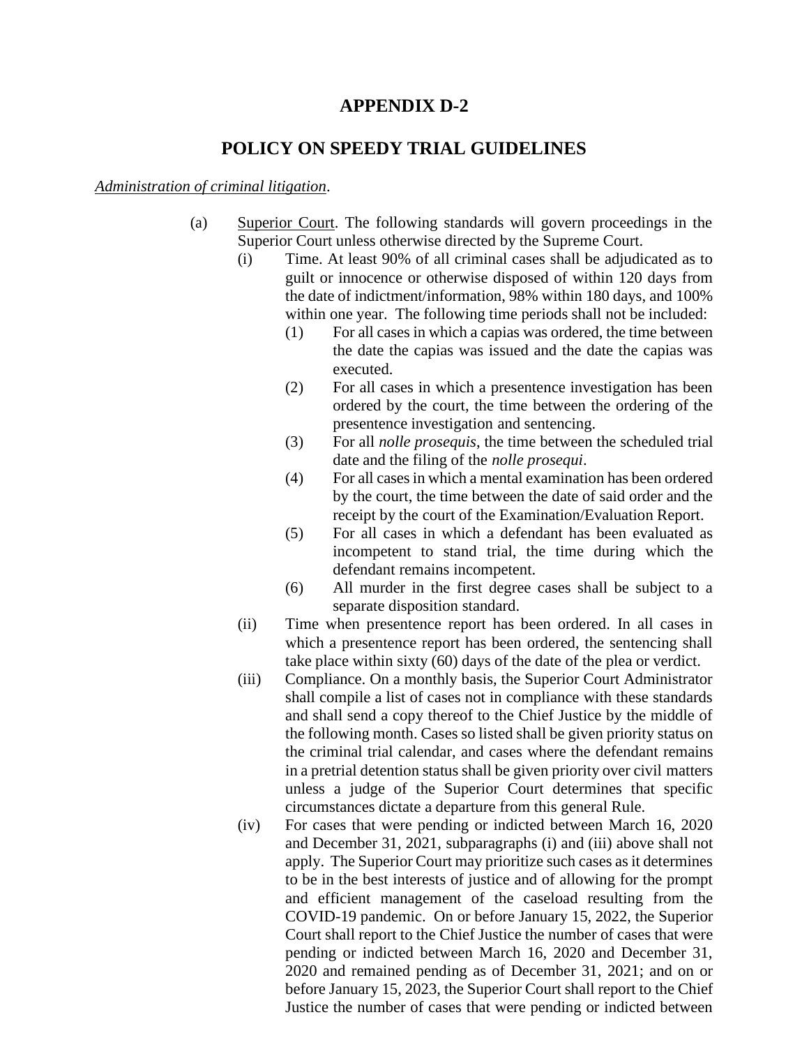# APPENDIX D-2

## POLICY ON SPEEDY TRIAL GUIDELINES

*Administration of criminal litigation*.

(a) Superior Court. The following standards will govern proceedings in the Superior Court unless otherwise directed by the Supreme Court.

(i) Time. At least 90% of all criminal cases shall be adjudicated as to guilt or innocence or otherwise disposed of within 120 days from the date of indictment/information, 98% within 180 days, and 100% within one year. The following time periods shall not be included:

(1) For all cases in which a capias was ordered, the time between the date the capias was issued and the date the capias was executed.

(2) For all cases in which a presentence investigation has been ordered by the court, the time between the ordering of the presentence investigation and sentencing.

(3) For all *nolle prosequis*, the time between the scheduled trial date and the filing of the *nolle prosequi*.

(4) For all cases in which a mental examination has been ordered by the court, the time between the date of said order and the receipt by the court of the Examination/Evaluation Report.

(5) For all cases in which a defendant has been evaluated as incompetent to stand trial, the time during which the defendant remains incompetent.

(6) All murder in the first degree cases shall be subject to a separate disposition standard.

(ii) Time when presentence report has been ordered. In all cases in which a presentence report has been ordered, the sentencing shall take place within sixty (60) days of the date of the plea or verdict.

(iii) Compliance. On a monthly basis, the Superior Court Administrator shall compile a list of cases not in compliance with these standards and shall send a copy thereof to the Chief Justice by the middle of the following month. Cases so listed shall be given priority status on the criminal trial calendar, and cases where the defendant remains in a pretrial detention status shall be given priority over civil matters unless a judge of the Superior Court determines that specific circumstances dictate a departure from this general Rule.

(iv) For cases that were pending or indicted between March 16, 2020 and December 31, 2021, subparagraphs (i) and (iii) above shall not apply. The Superior Court may prioritize such cases as it determines to be in the best interests of justice and of allowing for the prompt and efficient management of the caseload resulting from the COVID-19 pandemic. On or before January 15, 2022, the Superior Court shall report to the Chief Justice the number of cases that were pending or indicted between March 16, 2020 and December 31, 2020 and remained pending as of December 31, 2021; and on or before January 15, 2023, the Superior Court shall report to the Chief Justice the number of cases that were pending or indicted between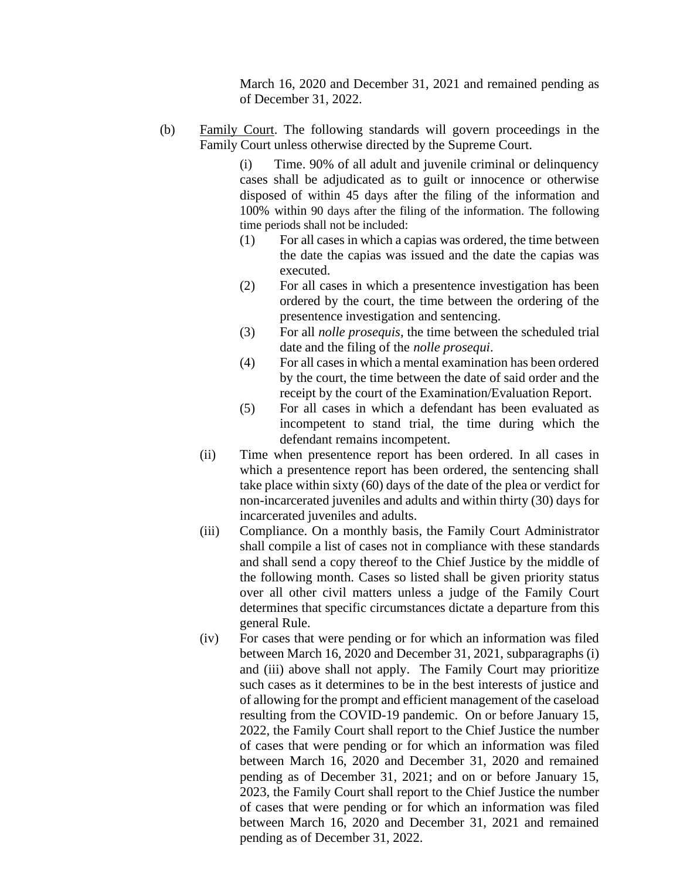March 16, 2020 and December 31, 2021 and remained pending as of December 31, 2022.

(b) Family Court. The following standards will govern proceedings in the Family Court unless otherwise directed by the Supreme Court.

(i) Time. 90% of all adult and juvenile criminal or delinquency cases shall be adjudicated as to guilt or innocence or otherwise disposed of within 45 days after the filing of the information and 100% within 90 days after the filing of the information. The following time periods shall not be included:

(1) For all cases in which a capias was ordered, the time between the date the capias was issued and the date the capias was executed.

(2) For all cases in which a presentence investigation has been ordered by the court, the time between the ordering of the presentence investigation and sentencing.

(3) For all *nolle prosequis*, the time between the scheduled trial date and the filing of the *nolle prosequi*.

(4) For all cases in which a mental examination has been ordered by the court, the time between the date of said order and the receipt by the court of the Examination/Evaluation Report.

(5) For all cases in which a defendant has been evaluated as incompetent to stand trial, the time during which the defendant remains incompetent.

(ii) Time when presentence report has been ordered. In all cases in which a presentence report has been ordered, the sentencing shall take place within sixty (60) days of the date of the plea or verdict for non-incarcerated juveniles and adults and within thirty (30) days for incarcerated juveniles and adults.

(iii) Compliance. On a monthly basis, the Family Court Administrator shall compile a list of cases not in compliance with these standards and shall send a copy thereof to the Chief Justice by the middle of the following month. Cases so listed shall be given priority status over all other civil matters unless a judge of the Family Court determines that specific circumstances dictate a departure from this general Rule.

(iv) For cases that were pending or for which an information was filed between March 16, 2020 and December 31, 2021, subparagraphs (i) and (iii) above shall not apply. The Family Court may prioritize such cases as it determines to be in the best interests of justice and of allowing for the prompt and efficient management of the caseload resulting from the COVID-19 pandemic. On or before January 15, 2022, the Family Court shall report to the Chief Justice the number of cases that were pending or for which an information was filed between March 16, 2020 and December 31, 2020 and remained pending as of December 31, 2021; and on or before January 15, 2023, the Family Court shall report to the Chief Justice the number of cases that were pending or for which an information was filed between March 16, 2020 and December 31, 2021 and remained pending as of December 31, 2022.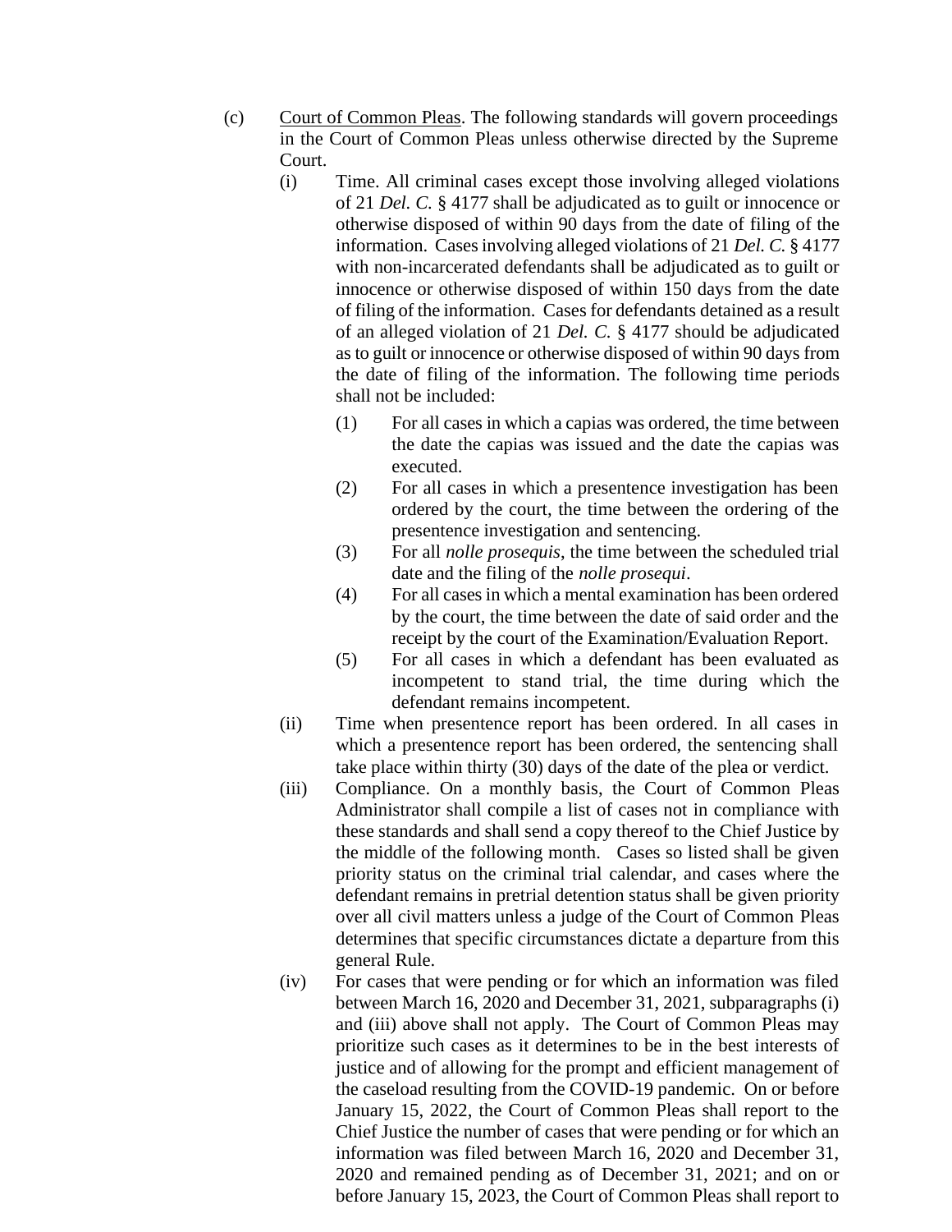(c) <u>Court of Common Pleas</u>. The following standards will govern proceedings in the Court of Common Pleas unless otherwise directed by the Supreme Court.

(i) Time. All criminal cases except those involving alleged violations of 21 *Del. C.* § 4177 shall be adjudicated as to guilt or innocence or otherwise disposed of within 90 days from the date of filing of the information. Cases involving alleged violations of 21 *Del. C.* § 4177 with non-incarcerated defendants shall be adjudicated as to guilt or innocence or otherwise disposed of within 150 days from the date of filing of the information. Cases for defendants detained as a result of an alleged violation of 21 *Del. C.* § 4177 should be adjudicated as to guilt or innocence or otherwise disposed of within 90 days from the date of filing of the information. The following time periods shall not be included:

(1) For all cases in which a capias was ordered, the time between the date the capias was issued and the date the capias was executed.

(2) For all cases in which a presentence investigation has been ordered by the court, the time between the ordering of the presentence investigation and sentencing.

(3) For all *nolle prosequis*, the time between the scheduled trial date and the filing of the *nolle prosequi*.

(4) For all cases in which a mental examination has been ordered by the court, the time between the date of said order and the receipt by the court of the Examination/Evaluation Report.

(5) For all cases in which a defendant has been evaluated as incompetent to stand trial, the time during which the defendant remains incompetent.

(ii) Time when presentence report has been ordered. In all cases in which a presentence report has been ordered, the sentencing shall take place within thirty (30) days of the date of the plea or verdict.

(iii) Compliance. On a monthly basis, the Court of Common Pleas Administrator shall compile a list of cases not in compliance with these standards and shall send a copy thereof to the Chief Justice by the middle of the following month. Cases so listed shall be given priority status on the criminal trial calendar, and cases where the defendant remains in pretrial detention status shall be given priority over all civil matters unless a judge of the Court of Common Pleas determines that specific circumstances dictate a departure from this general Rule.

(iv) For cases that were pending or for which an information was filed between March 16, 2020 and December 31, 2021, subparagraphs (i) and (iii) above shall not apply. The Court of Common Pleas may prioritize such cases as it determines to be in the best interests of justice and of allowing for the prompt and efficient management of the caseload resulting from the COVID-19 pandemic. On or before January 15, 2022, the Court of Common Pleas shall report to the Chief Justice the number of cases that were pending or for which an information was filed between March 16, 2020 and December 31, 2020 and remained pending as of December 31, 2021; and on or before January 15, 2023, the Court of Common Pleas shall report to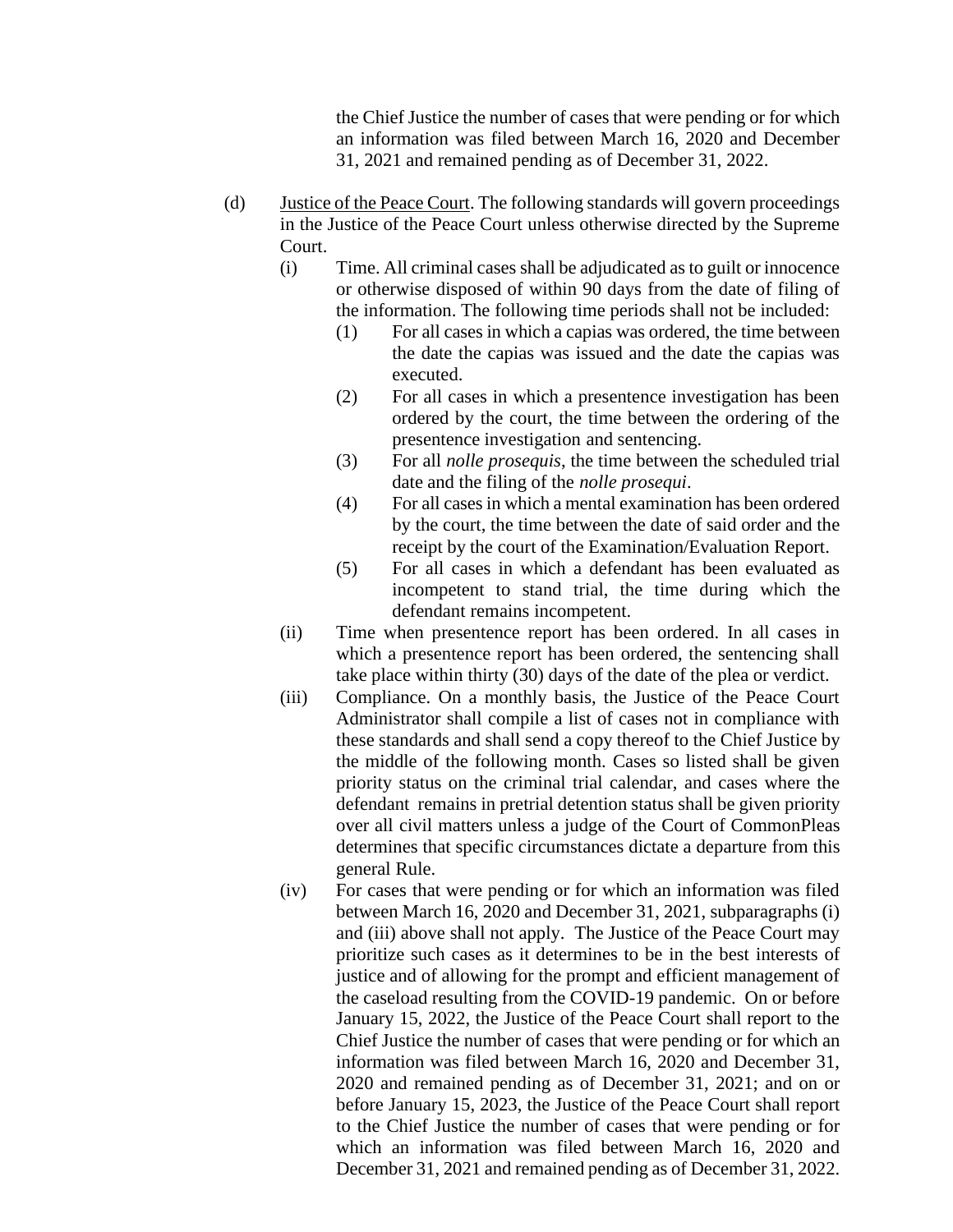the Chief Justice the number of cases that were pending or for which an information was filed between March 16, 2020 and December 31, 2021 and remained pending as of December 31, 2022.

(d) Justice of the Peace Court. The following standards will govern proceedings in the Justice of the Peace Court unless otherwise directed by the Supreme Court.

- (i) Time. All criminal cases shall be adjudicated as to guilt or innocence or otherwise disposed of within 90 days from the date of filing of the information. The following time periods shall not be included:
  - (1) For all cases in which a capias was ordered, the time between the date the capias was issued and the date the capias was executed.
  - (2) For all cases in which a presentence investigation has been ordered by the court, the time between the ordering of the presentence investigation and sentencing.
  - (3) For all *nolle prosequis*, the time between the scheduled trial date and the filing of the *nolle prosequi*.
  - (4) For all cases in which a mental examination has been ordered by the court, the time between the date of said order and the receipt by the court of the Examination/Evaluation Report.
  - (5) For all cases in which a defendant has been evaluated as incompetent to stand trial, the time during which the defendant remains incompetent.
- (ii) Time when presentence report has been ordered. In all cases in which a presentence report has been ordered, the sentencing shall take place within thirty (30) days of the date of the plea or verdict.
- (iii) Compliance. On a monthly basis, the Justice of the Peace Court Administrator shall compile a list of cases not in compliance with these standards and shall send a copy thereof to the Chief Justice by the middle of the following month. Cases so listed shall be given priority status on the criminal trial calendar, and cases where the defendant remains in pretrial detention status shall be given priority over all civil matters unless a judge of the Court of CommonPleas determines that specific circumstances dictate a departure from this general Rule.
- (iv) For cases that were pending or for which an information was filed between March 16, 2020 and December 31, 2021, subparagraphs (i) and (iii) above shall not apply. The Justice of the Peace Court may prioritize such cases as it determines to be in the best interests of justice and of allowing for the prompt and efficient management of the caseload resulting from the COVID-19 pandemic. On or before January 15, 2022, the Justice of the Peace Court shall report to the Chief Justice the number of cases that were pending or for which an information was filed between March 16, 2020 and December 31, 2020 and remained pending as of December 31, 2021; and on or before January 15, 2023, the Justice of the Peace Court shall report to the Chief Justice the number of cases that were pending or for which an information was filed between March 16, 2020 and December 31, 2021 and remained pending as of December 31, 2022.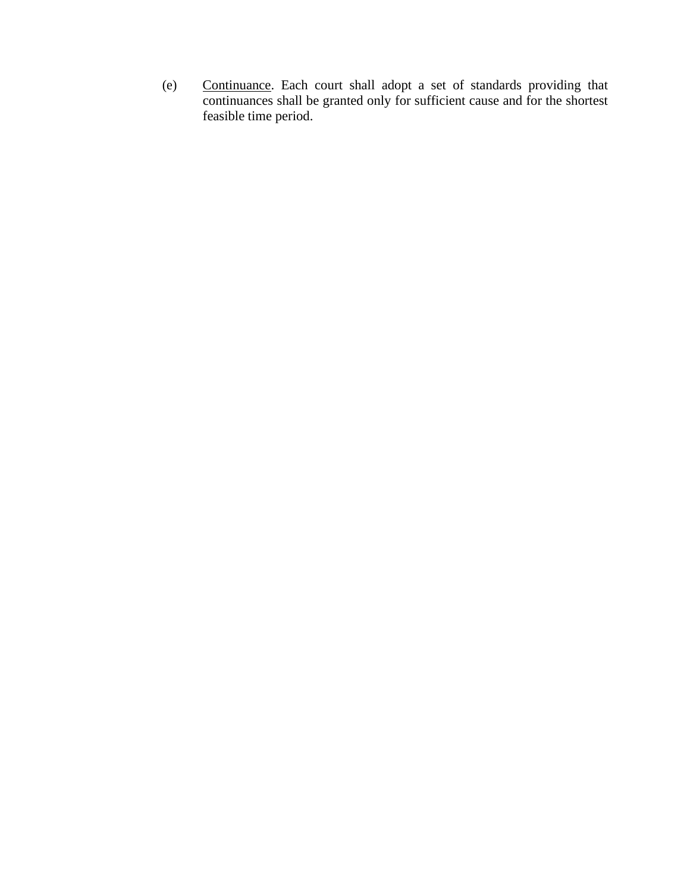(e) <u>Continuance</u>. Each court shall adopt a set of standards providing that continuances shall be granted only for sufficient cause and for the shortest feasible time period.